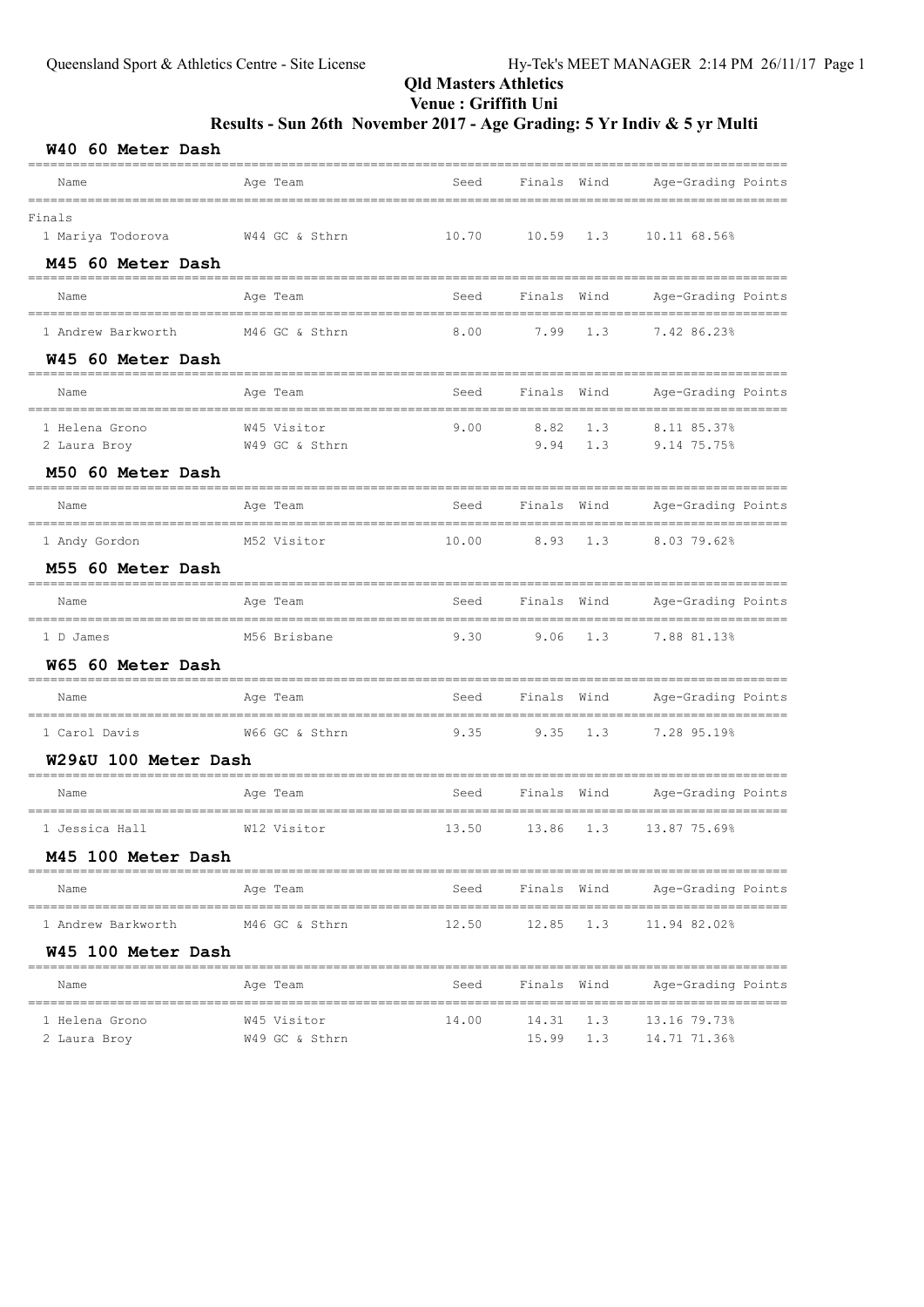# Qld Masters Athletics

## Venue : Griffith Uni

## Results - Sun 26th November 2017 - Age Grading: 5 Yr Indiv & 5 yr Multi

### W40 60 Meter Dash

| Name | Age | Team | Seed | Finals | Wind | Age-Grading | Points |
|---|---|---|---|---|---|---|---|
| **Finals** | | | | | | | |
| 1 Mariya Todorova | W44 | GC & Sthrn | 10.70 | 10.59 | 1.3 | 10.11 68.56% | |

### M45 60 Meter Dash

| Name | Age | Team | Seed | Finals | Wind | Age-Grading | Points |
|---|---|---|---|---|---|---|---|
| 1 Andrew Barkworth | M46 | GC & Sthrn | 8.00 | 7.99 | 1.3 | 7.42 86.23% | |

### W45 60 Meter Dash

| Name | Age | Team | Seed | Finals | Wind | Age-Grading | Points |
|---|---|---|---|---|---|---|---|
| 1 Helena Grono | W45 | Visitor | 9.00 | 8.82 | 1.3 | 8.11 85.37% | |
| 2 Laura Broy | W49 | GC & Sthrn | | 9.94 | 1.3 | 9.14 75.75% | |

### M50 60 Meter Dash

| Name | Age | Team | Seed | Finals | Wind | Age-Grading | Points |
|---|---|---|---|---|---|---|---|
| 1 Andy Gordon | M52 | Visitor | 10.00 | 8.93 | 1.3 | 8.03 79.62% | |

### M55 60 Meter Dash

| Name | Age | Team | Seed | Finals | Wind | Age-Grading | Points |
|---|---|---|---|---|---|---|---|
| 1 D James | M56 | Brisbane | 9.30 | 9.06 | 1.3 | 7.88 81.13% | |

### W65 60 Meter Dash

| Name | Age | Team | Seed | Finals | Wind | Age-Grading | Points |
|---|---|---|---|---|---|---|---|
| 1 Carol Davis | W66 | GC & Sthrn | 9.35 | 9.35 | 1.3 | 7.28 95.19% | |

### W29&U 100 Meter Dash

| Name | Age | Team | Seed | Finals | Wind | Age-Grading | Points |
|---|---|---|---|---|---|---|---|
| 1 Jessica Hall | W12 | Visitor | 13.50 | 13.86 | 1.3 | 13.87 75.69% | |

### M45 100 Meter Dash

| Name | Age | Team | Seed | Finals | Wind | Age-Grading | Points |
|---|---|---|---|---|---|---|---|
| 1 Andrew Barkworth | M46 | GC & Sthrn | 12.50 | 12.85 | 1.3 | 11.94 82.02% | |

### W45 100 Meter Dash

| Name | Age | Team | Seed | Finals | Wind | Age-Grading | Points |
|---|---|---|---|---|---|---|---|
| 1 Helena Grono | W45 | Visitor | 14.00 | 14.31 | 1.3 | 13.16 79.73% | |
| 2 Laura Broy | W49 | GC & Sthrn | | 15.99 | 1.3 | 14.71 71.36% | |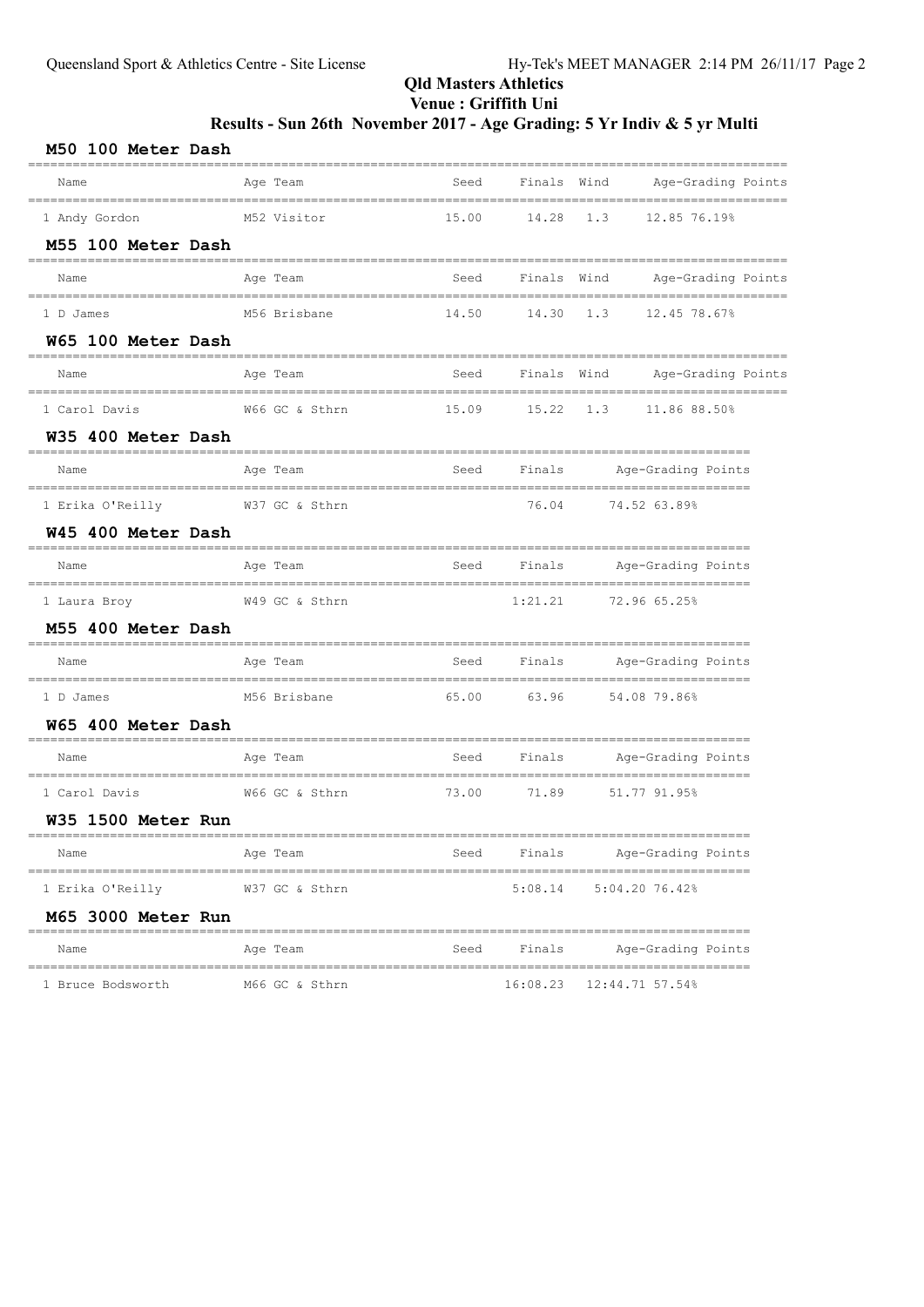# Qld Masters Athletics

## Venue : Griffith Uni

### Results - Sun 26th November 2017 - Age Grading: 5 Yr Indiv & 5 yr Multi

### M50 100 Meter Dash

| Name | Age Team | Seed | Finals | Wind | Age-Grading Points |
|---|---|---|---|---|---|
| 1 Andy Gordon | M52 Visitor | 15.00 | 14.28 | 1.3 | 12.85 76.19% |

### M55 100 Meter Dash

| Name | Age Team | Seed | Finals | Wind | Age-Grading Points |
|---|---|---|---|---|---|
| 1 D James | M56 Brisbane | 14.50 | 14.30 | 1.3 | 12.45 78.67% |

### W65 100 Meter Dash

| Name | Age Team | Seed | Finals | Wind | Age-Grading Points |
|---|---|---|---|---|---|
| 1 Carol Davis | W66 GC & Sthrn | 15.09 | 15.22 | 1.3 | 11.86 88.50% |

### W35 400 Meter Dash

| Name | Age Team | Seed | Finals | Age-Grading Points |
|---|---|---|---|---|
| 1 Erika O'Reilly | W37 GC & Sthrn | | 76.04 | 74.52 63.89% |

### W45 400 Meter Dash

| Name | Age Team | Seed | Finals | Age-Grading Points |
|---|---|---|---|---|
| 1 Laura Broy | W49 GC & Sthrn | | 1:21.21 | 72.96 65.25% |

### M55 400 Meter Dash

| Name | Age Team | Seed | Finals | Age-Grading Points |
|---|---|---|---|---|
| 1 D James | M56 Brisbane | 65.00 | 63.96 | 54.08 79.86% |

### W65 400 Meter Dash

| Name | Age Team | Seed | Finals | Age-Grading Points |
|---|---|---|---|---|
| 1 Carol Davis | W66 GC & Sthrn | 73.00 | 71.89 | 51.77 91.95% |

### W35 1500 Meter Run

| Name | Age Team | Seed | Finals | Age-Grading Points |
|---|---|---|---|---|
| 1 Erika O'Reilly | W37 GC & Sthrn | | 5:08.14 | 5:04.20 76.42% |

### M65 3000 Meter Run

| Name | Age Team | Seed | Finals | Age-Grading Points |
|---|---|---|---|---|
| 1 Bruce Bodsworth | M66 GC & Sthrn | | 16:08.23 | 12:44.71 57.54% |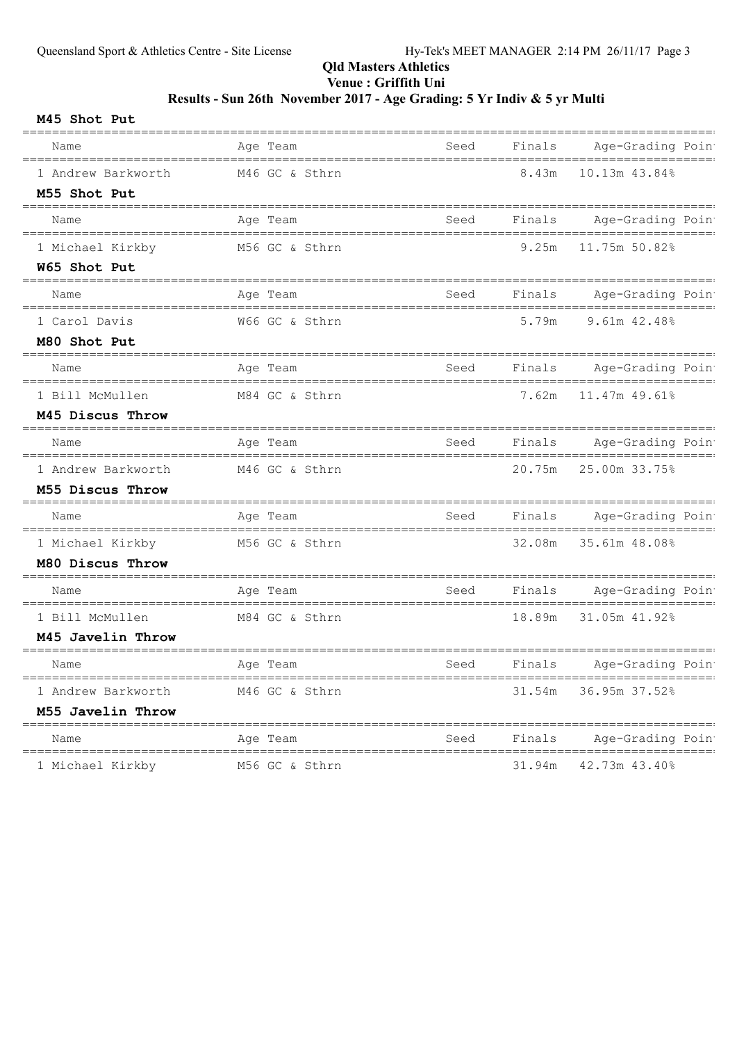## Qld Masters Athletics

### Venue : Griffith Uni

### Results - Sun 26th November 2017 - Age Grading: 5 Yr Indiv & 5 yr Multi

**M45 Shot Put**

| Name | Age | Team | Seed | Finals | Age-Grading | Poin |
|---|---|---|---|---|---|---|
| 1 Andrew Barkworth | M46 | GC & Sthrn | | 8.43m | 10.13m 43.84% | |

**M55 Shot Put**

| Name | Age | Team | Seed | Finals | Age-Grading | Poin |
|---|---|---|---|---|---|---|
| 1 Michael Kirkby | M56 | GC & Sthrn | | 9.25m | 11.75m 50.82% | |

**W65 Shot Put**

| Name | Age | Team | Seed | Finals | Age-Grading | Poin |
|---|---|---|---|---|---|---|
| 1 Carol Davis | W66 | GC & Sthrn | | 5.79m | 9.61m 42.48% | |

**M80 Shot Put**

| Name | Age | Team | Seed | Finals | Age-Grading | Poin |
|---|---|---|---|---|---|---|
| 1 Bill McMullen | M84 | GC & Sthrn | | 7.62m | 11.47m 49.61% | |

**M45 Discus Throw**

| Name | Age | Team | Seed | Finals | Age-Grading | Poin |
|---|---|---|---|---|---|---|
| 1 Andrew Barkworth | M46 | GC & Sthrn | | 20.75m | 25.00m 33.75% | |

**M55 Discus Throw**

| Name | Age | Team | Seed | Finals | Age-Grading | Poin |
|---|---|---|---|---|---|---|
| 1 Michael Kirkby | M56 | GC & Sthrn | | 32.08m | 35.61m 48.08% | |

**M80 Discus Throw**

| Name | Age | Team | Seed | Finals | Age-Grading | Poin |
|---|---|---|---|---|---|---|
| 1 Bill McMullen | M84 | GC & Sthrn | | 18.89m | 31.05m 41.92% | |

**M45 Javelin Throw**

| Name | Age | Team | Seed | Finals | Age-Grading | Poin |
|---|---|---|---|---|---|---|
| 1 Andrew Barkworth | M46 | GC & Sthrn | | 31.54m | 36.95m 37.52% | |

**M55 Javelin Throw**

| Name | Age | Team | Seed | Finals | Age-Grading | Poin |
|---|---|---|---|---|---|---|
| 1 Michael Kirkby | M56 | GC & Sthrn | | 31.94m | 42.73m 43.40% | |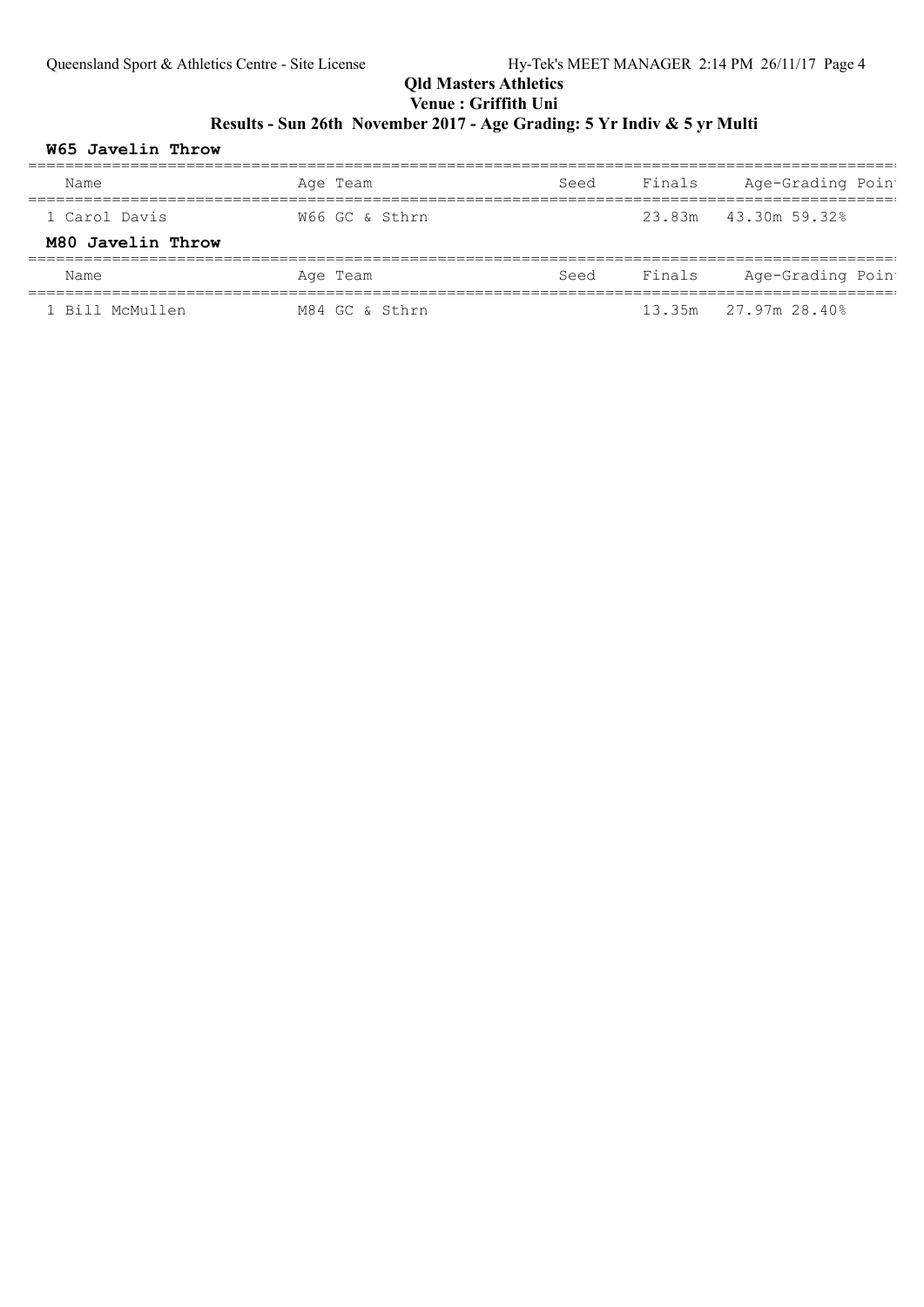# Qld Masters Athletics

## Venue : Griffith Uni

## Results - Sun 26th November 2017 - Age Grading: 5 Yr Indiv & 5 yr Multi

### W65 Javelin Throw

| | Name | Age | Team | Seed | Finals | Age-Grading | Points |
|---|---|---|---|---|---|---|---|
| 1 | Carol Davis | W66 | GC & Sthrn | | 23.83m | 43.30m | 59.32% |

### M80 Javelin Throw

| | Name | Age | Team | Seed | Finals | Age-Grading | Points |
|---|---|---|---|---|---|---|---|
| 1 | Bill McMullen | M84 | GC & Sthrn | | 13.35m | 27.97m | 28.40% |